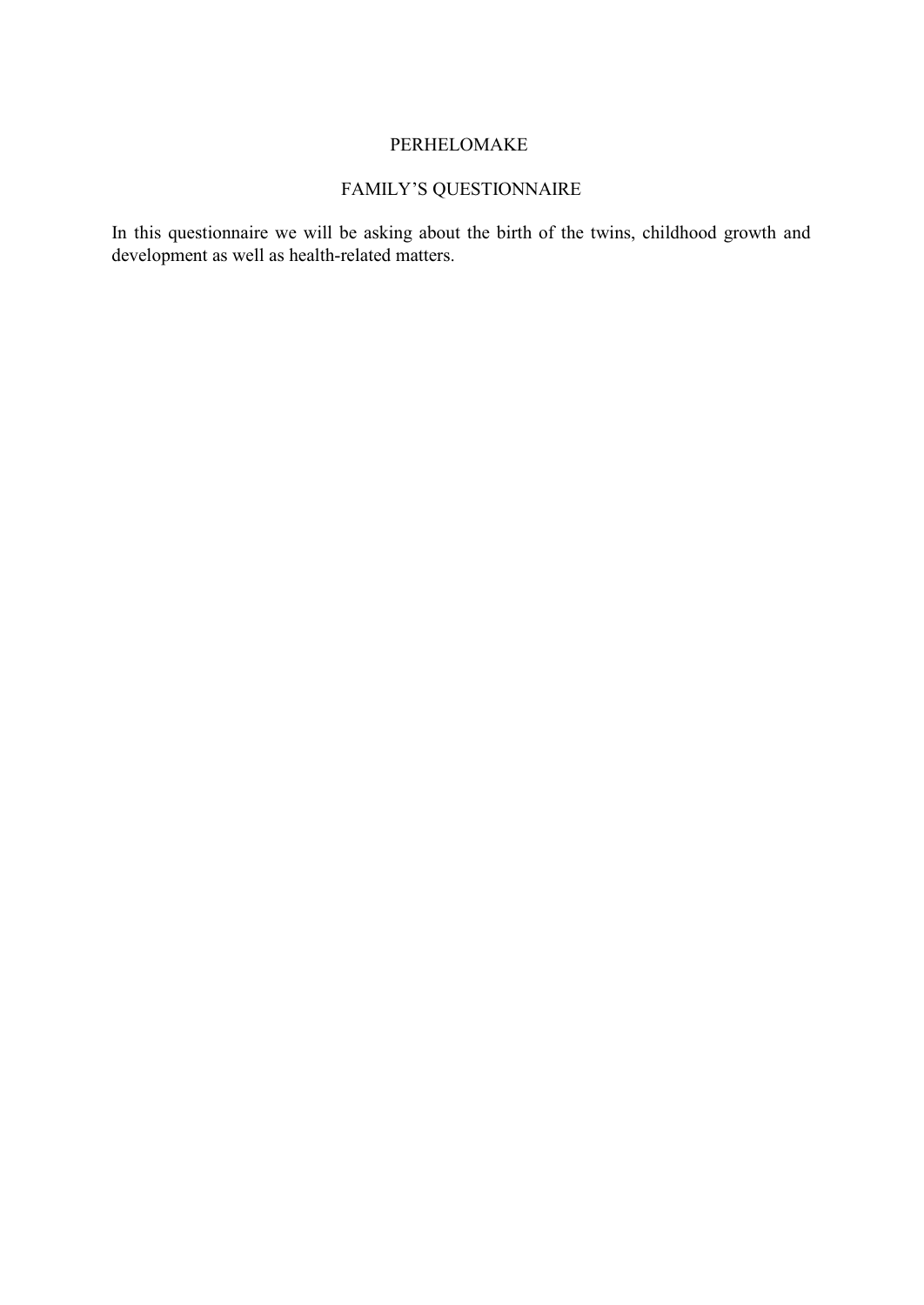# PERHELOMAKE

## FAMILY’S QUESTIONNAIRE

In this questionnaire we will be asking about the birth of the twins, childhood growth and development as well as health-related matters.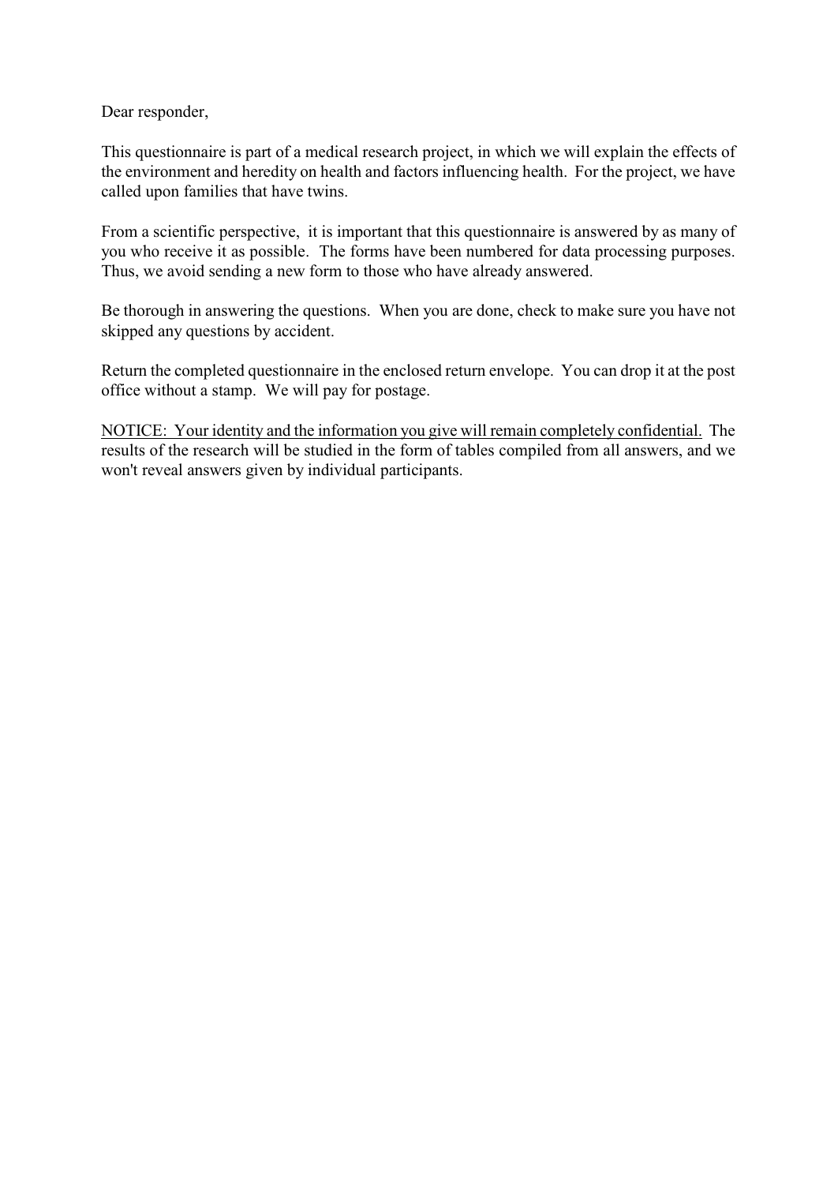Dear responder,

This questionnaire is part of a medical research project, in which we will explain the effects of the environment and heredity on health and factors influencing health. For the project, we have called upon families that have twins.

From a scientific perspective, it is important that this questionnaire is answered by as many of you who receive it as possible. The forms have been numbered for data processing purposes. Thus, we avoid sending a new form to those who have already answered.

Be thorough in answering the questions. When you are done, check to make sure you have not skipped any questions by accident.

Return the completed questionnaire in the enclosed return envelope. You can drop it at the post office without a stamp. We will pay for postage.

<u>NOTICE: Your identity and the information you give will remain completely confidential.</u> The results of the research will be studied in the form of tables compiled from all answers, and we won't reveal answers given by individual participants.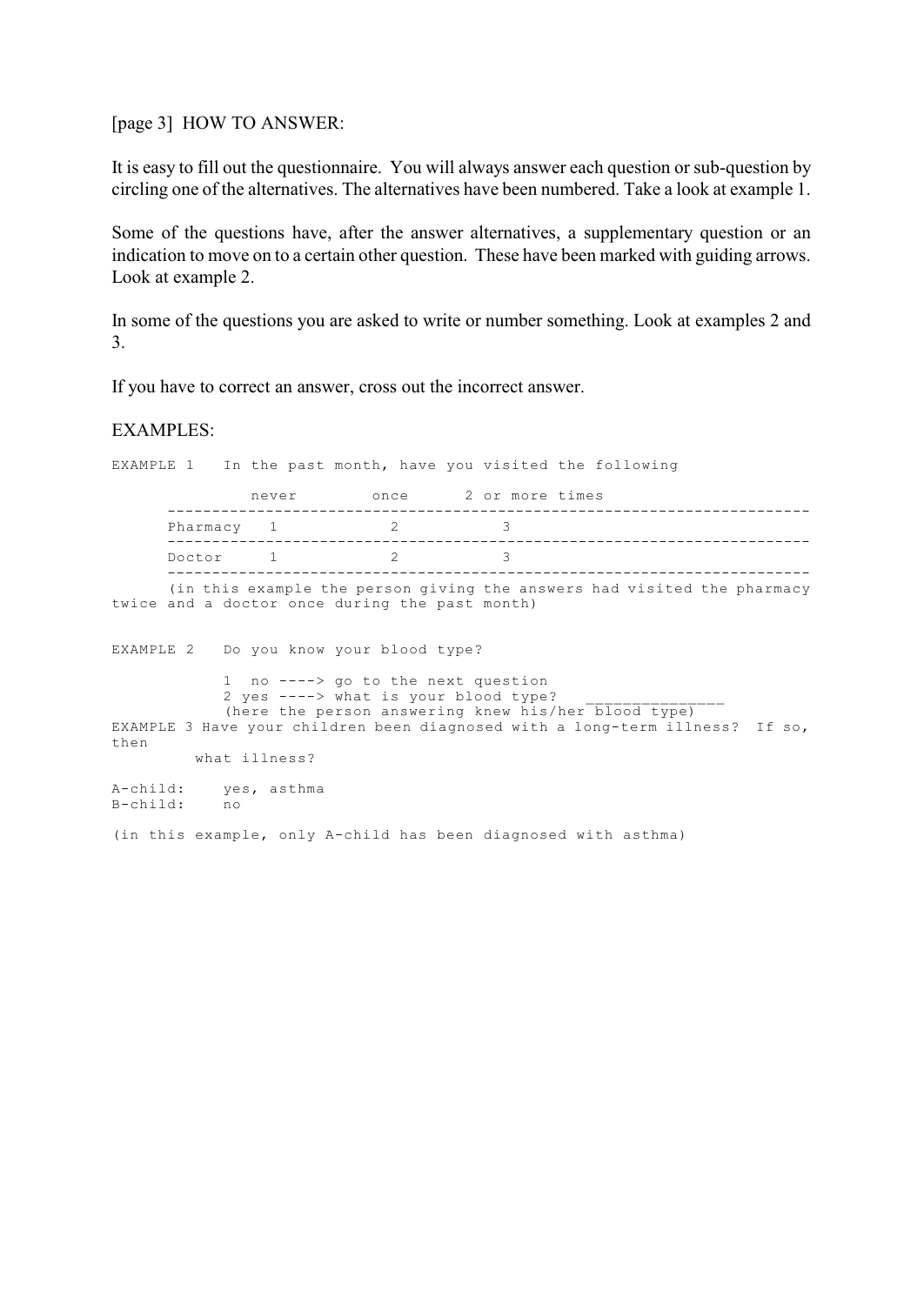[page 3] HOW TO ANSWER:

It is easy to fill out the questionnaire. You will always answer each question or sub-question by circling one of the alternatives. The alternatives have been numbered. Take a look at example 1.

Some of the questions have, after the answer alternatives, a supplementary question or an indication to move on to a certain other question. These have been marked with guiding arrows. Look at example 2.

In some of the questions you are asked to write or number something. Look at examples 2 and 3.

If you have to correct an answer, cross out the incorrect answer.

EXAMPLES:

```
EXAMPLE 1   In the past month, have you visited the following

             never        once      2 or more times
      ----------------------------------------------------------------------
      Pharmacy   1           2          3
      ----------------------------------------------------------------------
      Doctor     1           2          3
      ----------------------------------------------------------------------
      (in this example the person giving the answers had visited the pharmacy
twice and a doctor once during the past month)


EXAMPLE 2   Do you know your blood type?

            1  no ----> go to the next question
            2 yes ----> what is your blood type?   _______________
            (here the person answering knew his/her blood type)
EXAMPLE 3 Have your children been diagnosed with a long-term illness?  If so,
then
         what illness?

A-child:    yes, asthma
B-child:    no

(in this example, only A-child has been diagnosed with asthma)
```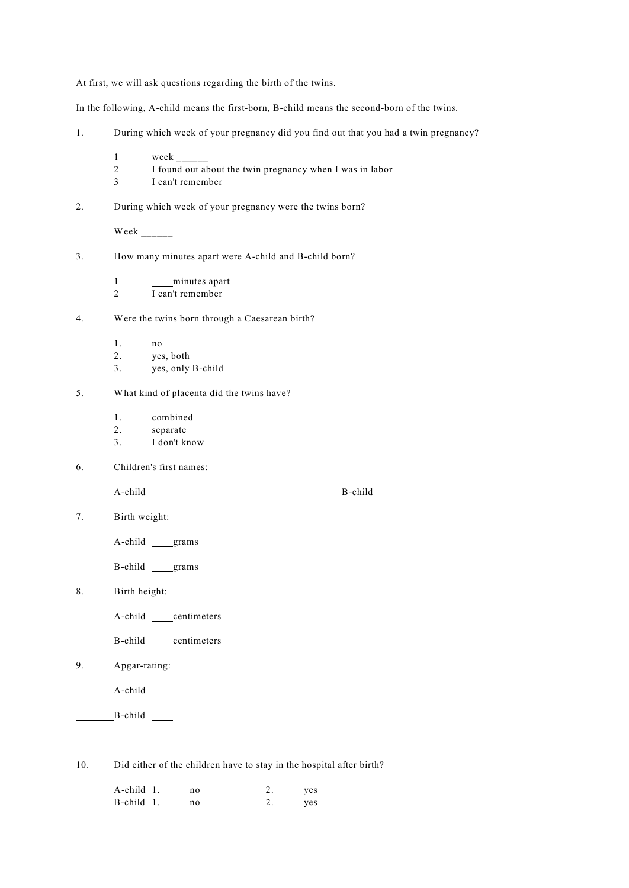At first, we will ask questions regarding the birth of the twins.

In the following, A-child means the first-born, B-child means the second-born of the twins.

1. During which week of your pregnancy did you find out that you had a twin pregnancy?

   1 week ______
   2 I found out about the twin pregnancy when I was in labor
   3 I can't remember

2. During which week of your pregnancy were the twins born?

   Week ______

3. How many minutes apart were A-child and B-child born?

   1 ____minutes apart
   2 I can't remember

4. Were the twins born through a Caesarean birth?

   1. no
   2. yes, both
   3. yes, only B-child

5. What kind of placenta did the twins have?

   1. combined
   2. separate
   3. I don't know

6. Children's first names:

   A-child________________________________ B-child________________________________

7. Birth weight:

   A-child ____grams

   B-child ____grams

8. Birth height:

   A-child ____centimeters

   B-child ____centimeters

9. Apgar-rating:

   A-child ____

   B-child ____

10. Did either of the children have to stay in the hospital after birth?

    A-child 1. no 2. yes
    B-child 1. no 2. yes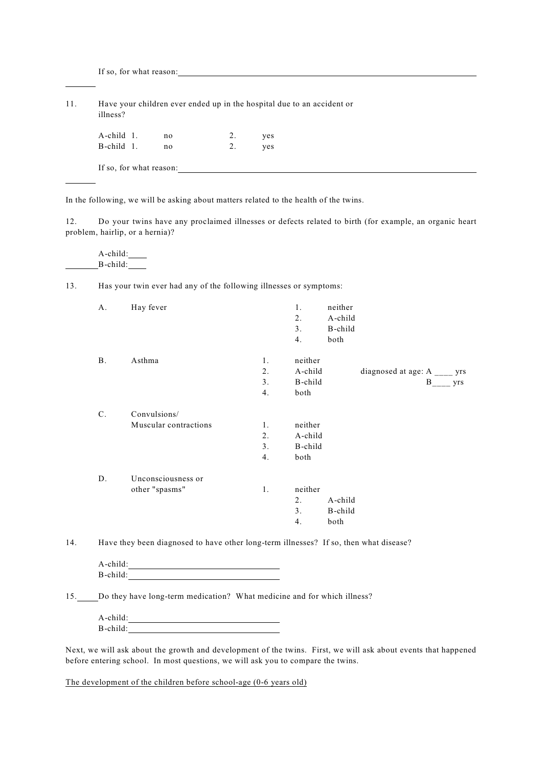If so, for what reason: ____________________

11. Have your children ever ended up in the hospital due to an accident or illness?

A-child 1. no 2. yes
B-child 1. no 2. yes

If so, for what reason: ____________________

In the following, we will be asking about matters related to the health of the twins.

12. Do your twins have any proclaimed illnesses or defects related to birth (for example, an organic heart problem, hairlip, or a hernia)?

A-child: ____
B-child: ____

13. Has your twin ever had any of the following illnesses or symptoms:

A. Hay fever
1. neither
2. A-child
3. B-child
4. both

B. Asthma
1. neither
2. A-child
3. B-child
4. both

diagnosed at age: A ____ yrs
B____ yrs

C. Convulsions/ Muscular contractions
1. neither
2. A-child
3. B-child
4. both

D. Unconsciousness or other "spasms"
1. neither
2. A-child
3. B-child
4. both

14. Have they been diagnosed to have other long-term illnesses? If so, then what disease?

A-child: ____________________
B-child: ____________________

15. Do they have long-term medication? What medicine and for which illness?

A-child: ____________________
B-child: ____________________

Next, we will ask about the growth and development of the twins. First, we will ask about events that happened before entering school. In most questions, we will ask you to compare the twins.

The development of the children before school-age (0-6 years old)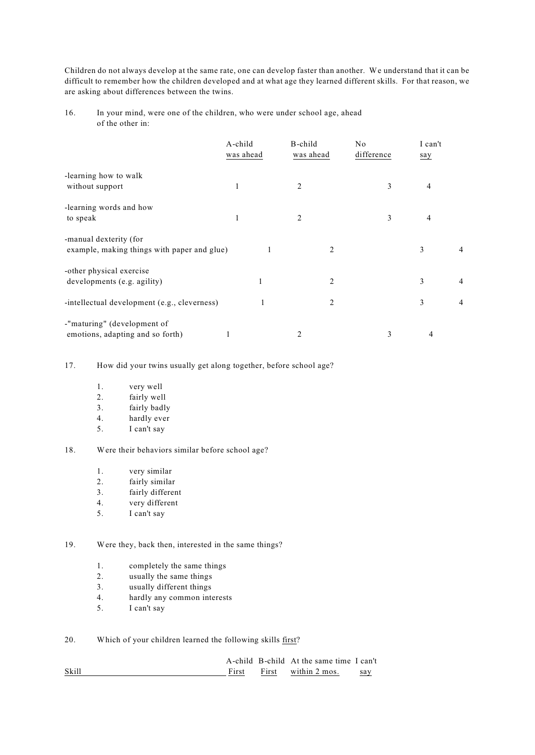Children do not always develop at the same rate, one can develop faster than another. We understand that it can be difficult to remember how the children developed and at what age they learned different skills. For that reason, we are asking about differences between the twins.

16. In your mind, were one of the children, who were under school age, ahead of the other in:

| | A-child was ahead | B-child was ahead | No difference | I can't say |
|---|---|---|---|---|
| -learning how to walk without support | 1 | 2 | 3 | 4 |
| -learning words and how to speak | 1 | 2 | 3 | 4 |
| -manual dexterity (for example, making things with paper and glue) | 1 | 2 | 3 | 4 |
| -other physical exercise developments (e.g. agility) | 1 | 2 | 3 | 4 |
| -intellectual development (e.g., cleverness) | 1 | 2 | 3 | 4 |
| -"maturing" (development of emotions, adapting and so forth) | 1 | 2 | 3 | 4 |

17. How did your twins usually get along together, before school age?

1. very well
2. fairly well
3. fairly badly
4. hardly ever
5. I can't say

18. Were their behaviors similar before school age?

1. very similar
2. fairly similar
3. fairly different
4. very different
5. I can't say

19. Were they, back then, interested in the same things?

1. completely the same things
2. usually the same things
3. usually different things
4. hardly any common interests
5. I can't say

20. Which of your children learned the following skills <u>first</u>?

| Skill | A-child First | B-child First | At the same time within 2 mos. | I can't say |
|---|---|---|---|---|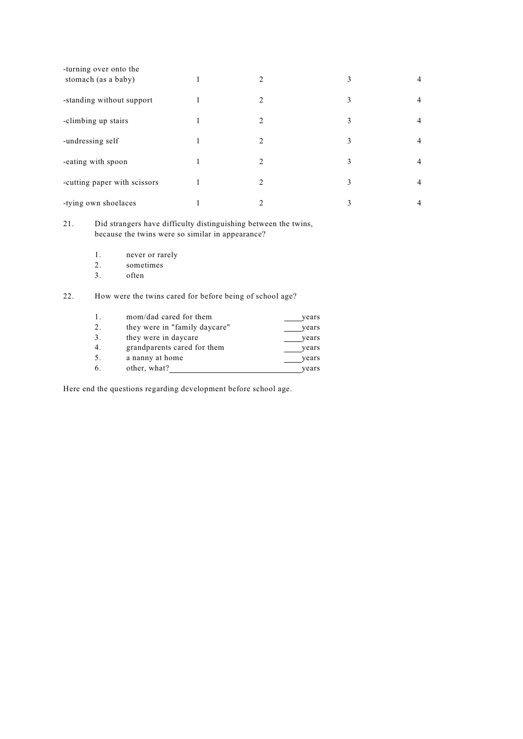| | | | | |
|---|---|---|---|---|
| -turning over onto the stomach (as a baby) | 1 | 2 | 3 | 4 |
| -standing without support | 1 | 2 | 3 | 4 |
| -climbing up stairs | 1 | 2 | 3 | 4 |
| -undressing self | 1 | 2 | 3 | 4 |
| -eating with spoon | 1 | 2 | 3 | 4 |
| -cutting paper with scissors | 1 | 2 | 3 | 4 |
| -tying own shoelaces | 1 | 2 | 3 | 4 |

21. Did strangers have difficulty distinguishing between the twins, because the twins were so similar in appearance?

    1. never or rarely
    2. sometimes
    3. often

22. How were the twins cared for before being of school age?

    1. mom/dad cared for them ____years
    2. they were in "family daycare" ____years
    3. they were in daycare ____years
    4. grandparents cared for them ____years
    5. a nanny at home ____years
    6. other, what?______________________________years

Here end the questions regarding development before school age.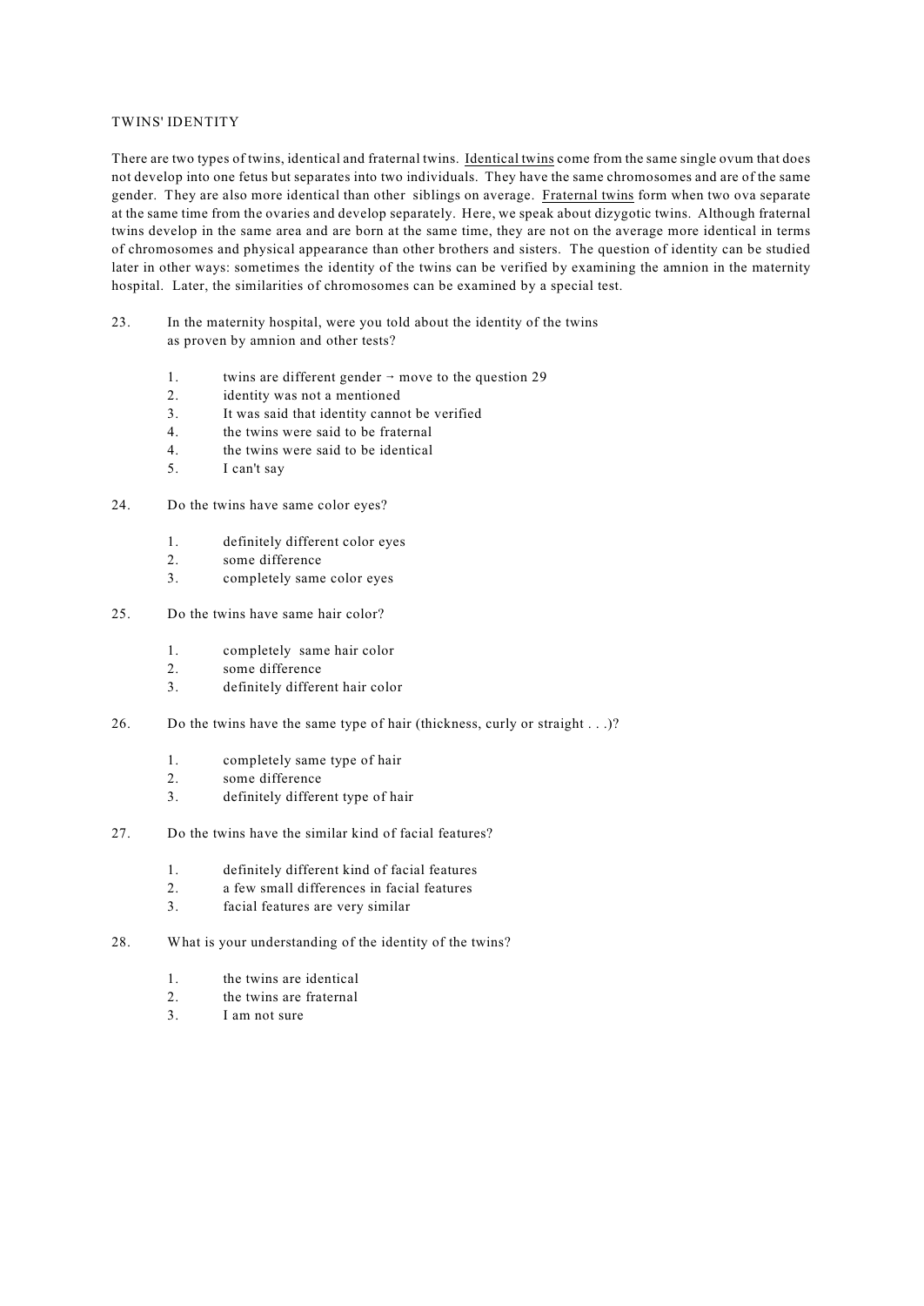TWINS' IDENTITY

There are two types of twins, identical and fraternal twins. Identical twins come from the same single ovum that does not develop into one fetus but separates into two individuals. They have the same chromosomes and are of the same gender. They are also more identical than other siblings on average. Fraternal twins form when two ova separate at the same time from the ovaries and develop separately. Here, we speak about dizygotic twins. Although fraternal twins develop in the same area and are born at the same time, they are not on the average more identical in terms of chromosomes and physical appearance than other brothers and sisters. The question of identity can be studied later in other ways: sometimes the identity of the twins can be verified by examining the amnion in the maternity hospital. Later, the similarities of chromosomes can be examined by a special test.

23. In the maternity hospital, were you told about the identity of the twins as proven by amnion and other tests?

    1. twins are different gender → move to the question 29
    2. identity was not a mentioned
    3. It was said that identity cannot be verified
    4. the twins were said to be fraternal
    4. the twins were said to be identical
    5. I can't say

24. Do the twins have same color eyes?

    1. definitely different color eyes
    2. some difference
    3. completely same color eyes

25. Do the twins have same hair color?

    1. completely same hair color
    2. some difference
    3. definitely different hair color

26. Do the twins have the same type of hair (thickness, curly or straight . . .)?

    1. completely same type of hair
    2. some difference
    3. definitely different type of hair

27. Do the twins have the similar kind of facial features?

    1. definitely different kind of facial features
    2. a few small differences in facial features
    3. facial features are very similar

28. What is your understanding of the identity of the twins?

    1. the twins are identical
    2. the twins are fraternal
    3. I am not sure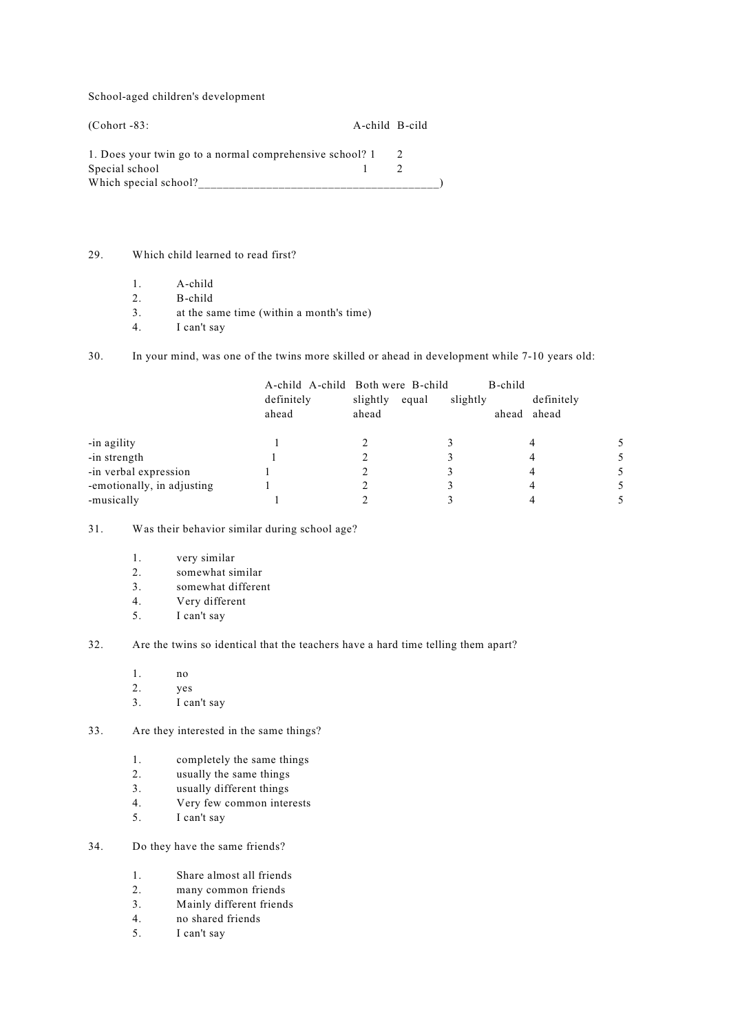School-aged children's development

(Cohort -83:

| | A-child | B-cild |
|---|---|---|
| 1. Does your twin go to a normal comprehensive school? | 1 | 2 |
| Special school | 1 | 2 |

Which special school?_______________________________________)

29. Which child learned to read first?

    1. A-child
    2. B-child
    3. at the same time (within a month's time)
    4. I can't say

30. In your mind, was one of the twins more skilled or ahead in development while 7-10 years old:

| | A-child definitely ahead | A-child slightly ahead | Both were equal | B-child slightly ahead | B-child definitely ahead |
|---|---|---|---|---|---|
| -in agility | 1 | 2 | 3 | 4 | 5 |
| -in strength | 1 | 2 | 3 | 4 | 5 |
| -in verbal expression | 1 | 2 | 3 | 4 | 5 |
| -emotionally, in adjusting | 1 | 2 | 3 | 4 | 5 |
| -musically | 1 | 2 | 3 | 4 | 5 |

31. Was their behavior similar during school age?

    1. very similar
    2. somewhat similar
    3. somewhat different
    4. Very different
    5. I can't say

32. Are the twins so identical that the teachers have a hard time telling them apart?

    1. no
    2. yes
    3. I can't say

33. Are they interested in the same things?

    1. completely the same things
    2. usually the same things
    3. usually different things
    4. Very few common interests
    5. I can't say

34. Do they have the same friends?

    1. Share almost all friends
    2. many common friends
    3. Mainly different friends
    4. no shared friends
    5. I can't say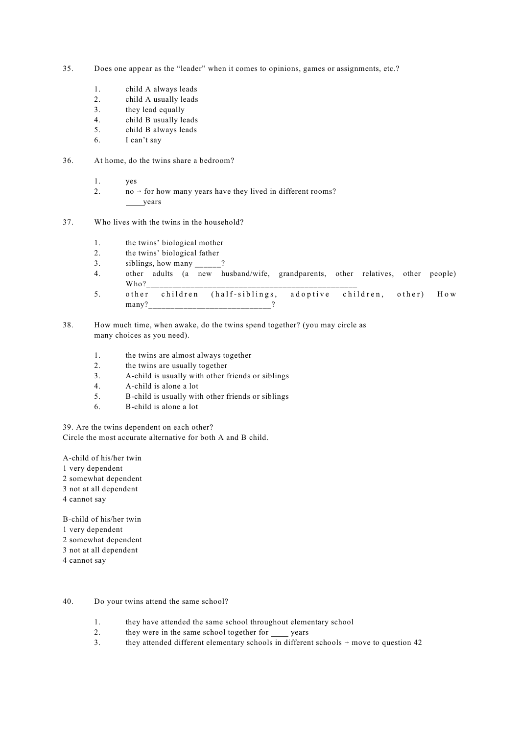35. Does one appear as the "leader" when it comes to opinions, games or assignments, etc.?

1. child A always leads
2. child A usually leads
3. they lead equally
4. child B usually leads
5. child B always leads
6. I can't say

36. At home, do the twins share a bedroom?

1. yes
2. no → for how many years have they lived in different rooms?
____years

37. Who lives with the twins in the household?

1. the twins' biological mother
2. the twins' biological father
3. siblings, how many ______?
4. other adults (a new husband/wife, grandparents, other relatives, other people) Who?_________________________________________________
5. other children (half-siblings, adoptive children, other) How many?____________________________?

38. How much time, when awake, do the twins spend together? (you may circle as many choices as you need).

1. the twins are almost always together
2. the twins are usually together
3. A-child is usually with other friends or siblings
4. A-child is alone a lot
5. B-child is usually with other friends or siblings
6. B-child is alone a lot

39. Are the twins dependent on each other?
Circle the most accurate alternative for both A and B child.

A-child of his/her twin
1 very dependent
2 somewhat dependent
3 not at all dependent
4 cannot say

B-child of his/her twin
1 very dependent
2 somewhat dependent
3 not at all dependent
4 cannot say

40. Do your twins attend the same school?

1. they have attended the same school throughout elementary school
2. they were in the same school together for ____ years
3. they attended different elementary schools in different schools → move to question 42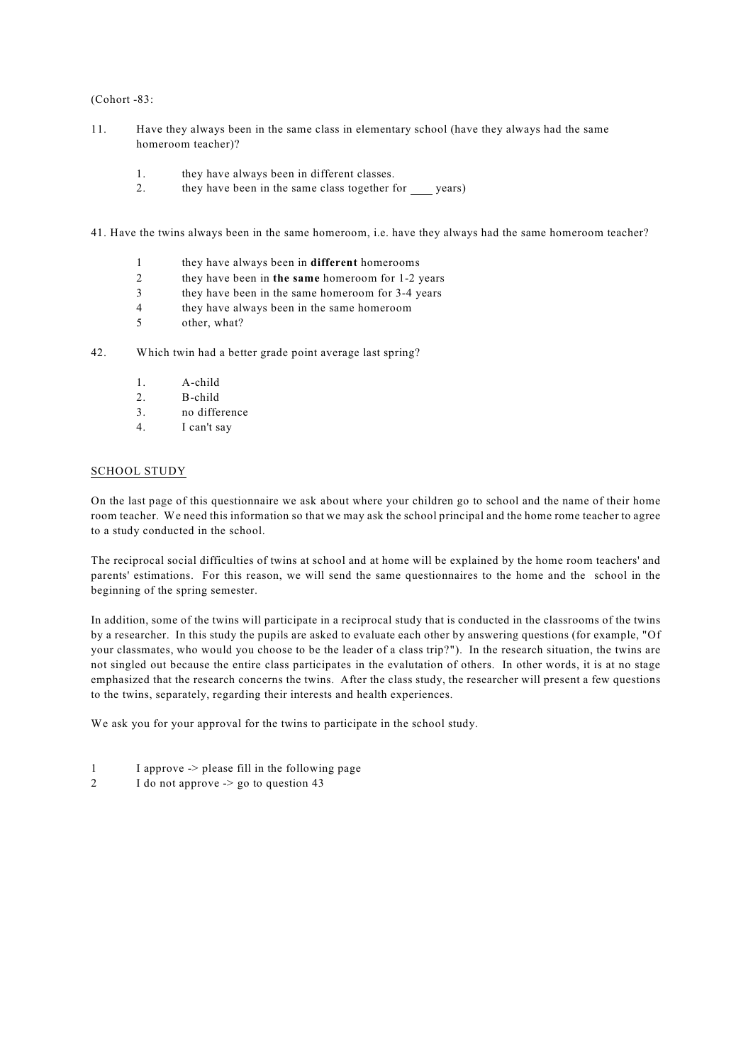(Cohort -83:

11. Have they always been in the same class in elementary school (have they always had the same homeroom teacher)?

    1. they have always been in different classes.
    2. they have been in the same class together for ____ years)

41. Have the twins always been in the same homeroom, i.e. have they always had the same homeroom teacher?

    1 they have always been in **different** homerooms
    2 they have been in **the same** homeroom for 1-2 years
    3 they have been in the same homeroom for 3-4 years
    4 they have always been in the same homeroom
    5 other, what?

42. Which twin had a better grade point average last spring?

    1. A-child
    2. B-child
    3. no difference
    4. I can't say

<u>SCHOOL STUDY</u>

On the last page of this questionnaire we ask about where your children go to school and the name of their home room teacher. We need this information so that we may ask the school principal and the home rome teacher to agree to a study conducted in the school.

The reciprocal social difficulties of twins at school and at home will be explained by the home room teachers' and parents' estimations. For this reason, we will send the same questionnaires to the home and the school in the beginning of the spring semester.

In addition, some of the twins will participate in a reciprocal study that is conducted in the classrooms of the twins by a researcher. In this study the pupils are asked to evaluate each other by answering questions (for example, "Of your classmates, who would you choose to be the leader of a class trip?"). In the research situation, the twins are not singled out because the entire class participates in the evalutation of others. In other words, it is at no stage emphasized that the research concerns the twins. After the class study, the researcher will present a few questions to the twins, separately, regarding their interests and health experiences.

We ask you for your approval for the twins to participate in the school study.

1 I approve -> please fill in the following page
2 I do not approve -> go to question 43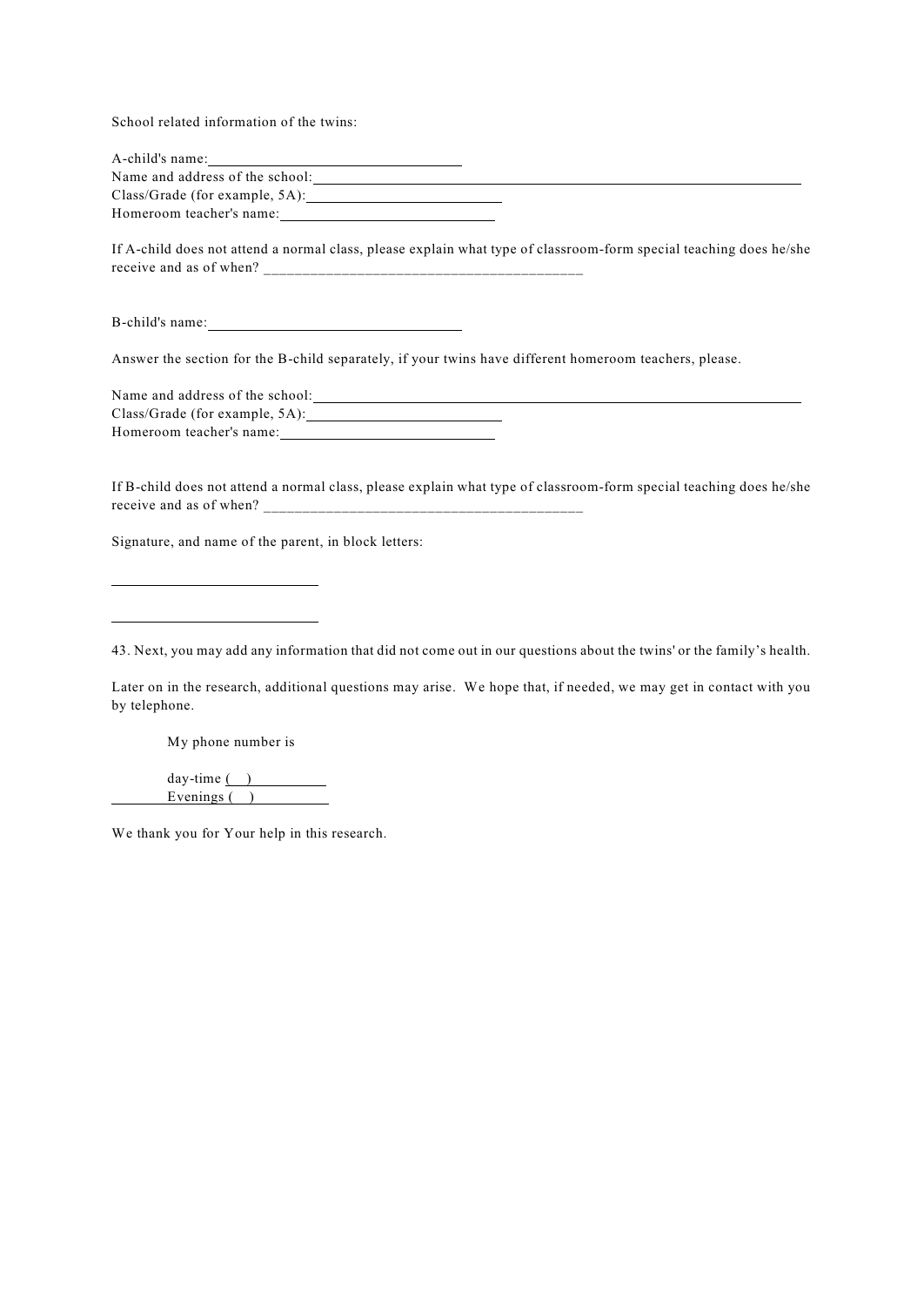School related information of the twins:

A-child's name: ________________________________

Name and address of the school: ____________________________________________________________________

Class/Grade (for example, 5A): __________________________

Homeroom teacher's name: ___________________________

If A-child does not attend a normal class, please explain what type of classroom-form special teaching does he/she receive and as of when? ________________________________________

B-child's name: ________________________________

Answer the section for the B-child separately, if your twins have different homeroom teachers, please.

Name and address of the school: ____________________________________________________________________

Class/Grade (for example, 5A): __________________________

Homeroom teacher's name: ___________________________

If B-child does not attend a normal class, please explain what type of classroom-form special teaching does he/she receive and as of when? ________________________________________

Signature, and name of the parent, in block letters:

___________________________

___________________________

43. Next, you may add any information that did not come out in our questions about the twins' or the family's health.

Later on in the research, additional questions may arise. We hope that, if needed, we may get in contact with you by telephone.

My phone number is

day-time (   ) __________

Evenings (   ) __________

We thank you for Your help in this research.